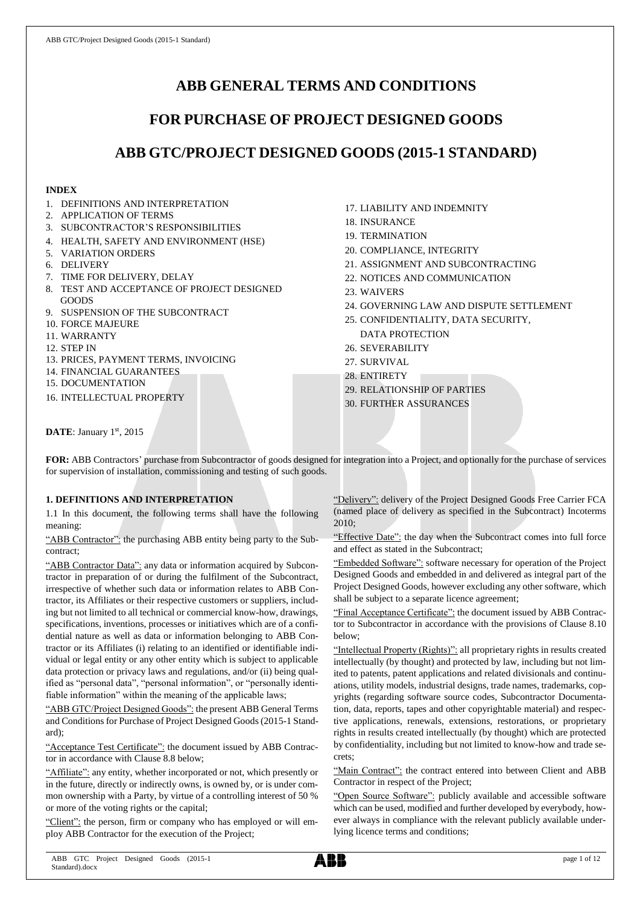# ABB GENERAL TERMS AND CONDITIONS

# FOR PURCHASE OF PROJECT DESIGNED GOODS

# ABB GTC/PROJECT DESIGNED GOODS (2015-1 STANDARD)

**INDEX**

1. DEFINITIONS AND INTERPRETATION
2. APPLICATION OF TERMS
3. SUBCONTRACTOR'S RESPONSIBILITIES
4. HEALTH, SAFETY AND ENVIRONMENT (HSE)
5. VARIATION ORDERS
6. DELIVERY
7. TIME FOR DELIVERY, DELAY
8. TEST AND ACCEPTANCE OF PROJECT DESIGNED GOODS
9. SUSPENSION OF THE SUBCONTRACT
10. FORCE MAJEURE
11. WARRANTY
12. STEP IN
13. PRICES, PAYMENT TERMS, INVOICING
14. FINANCIAL GUARANTEES
15. DOCUMENTATION
16. INTELLECTUAL PROPERTY
17. LIABILITY AND INDEMNITY
18. INSURANCE
19. TERMINATION
20. COMPLIANCE, INTEGRITY
21. ASSIGNMENT AND SUBCONTRACTING
22. NOTICES AND COMMUNICATION
23. WAIVERS
24. GOVERNING LAW AND DISPUTE SETTLEMENT
25. CONFIDENTIALITY, DATA SECURITY, DATA PROTECTION
26. SEVERABILITY
27. SURVIVAL
28. ENTIRETY
29. RELATIONSHIP OF PARTIES
30. FURTHER ASSURANCES

**DATE**: January 1st, 2015

**FOR:** ABB Contractors' purchase from Subcontractor of goods designed for integration into a Project, and optionally for the purchase of services for supervision of installation, commissioning and testing of such goods.

## 1. DEFINITIONS AND INTERPRETATION

1.1 In this document, the following terms shall have the following meaning:

"ABB Contractor": the purchasing ABB entity being party to the Subcontract;

"ABB Contractor Data": any data or information acquired by Subcontractor in preparation of or during the fulfilment of the Subcontract, irrespective of whether such data or information relates to ABB Contractor, its Affiliates or their respective customers or suppliers, including but not limited to all technical or commercial know-how, drawings, specifications, inventions, processes or initiatives which are of a confidential nature as well as data or information belonging to ABB Contractor or its Affiliates (i) relating to an identified or identifiable individual or legal entity or any other entity which is subject to applicable data protection or privacy laws and regulations, and/or (ii) being qualified as "personal data", "personal information", or "personally identifiable information" within the meaning of the applicable laws;

"ABB GTC/Project Designed Goods": the present ABB General Terms and Conditions for Purchase of Project Designed Goods (2015-1 Standard);

"Acceptance Test Certificate": the document issued by ABB Contractor in accordance with Clause 8.8 below;

"Affiliate": any entity, whether incorporated or not, which presently or in the future, directly or indirectly owns, is owned by, or is under common ownership with a Party, by virtue of a controlling interest of 50 % or more of the voting rights or the capital;

"Client": the person, firm or company who has employed or will employ ABB Contractor for the execution of the Project;

"Delivery": delivery of the Project Designed Goods Free Carrier FCA (named place of delivery as specified in the Subcontract) Incoterms 2010;

"Effective Date": the day when the Subcontract comes into full force and effect as stated in the Subcontract;

"Embedded Software": software necessary for operation of the Project Designed Goods and embedded in and delivered as integral part of the Project Designed Goods, however excluding any other software, which shall be subject to a separate licence agreement;

"Final Acceptance Certificate": the document issued by ABB Contractor to Subcontractor in accordance with the provisions of Clause 8.10 below;

"Intellectual Property (Rights)": all proprietary rights in results created intellectually (by thought) and protected by law, including but not limited to patents, patent applications and related divisionals and continuations, utility models, industrial designs, trade names, trademarks, copyrights (regarding software source codes, Subcontractor Documentation, data, reports, tapes and other copyrightable material) and respective applications, renewals, extensions, restorations, or proprietary rights in results created intellectually (by thought) which are protected by confidentiality, including but not limited to know-how and trade secrets;

"Main Contract": the contract entered into between Client and ABB Contractor in respect of the Project;

"Open Source Software": publicly available and accessible software which can be used, modified and further developed by everybody, however always in compliance with the relevant publicly available underlying licence terms and conditions;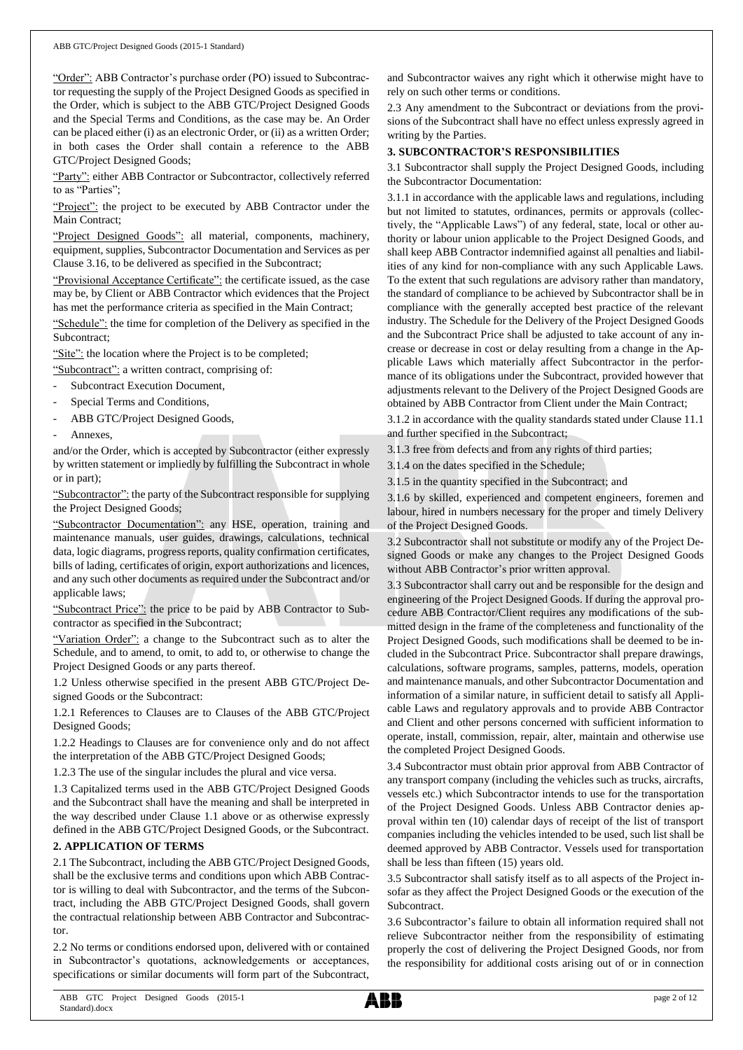"Order": ABB Contractor's purchase order (PO) issued to Subcontractor requesting the supply of the Project Designed Goods as specified in the Order, which is subject to the ABB GTC/Project Designed Goods and the Special Terms and Conditions, as the case may be. An Order can be placed either (i) as an electronic Order, or (ii) as a written Order; in both cases the Order shall contain a reference to the ABB GTC/Project Designed Goods;

"Party": either ABB Contractor or Subcontractor, collectively referred to as "Parties";

"Project": the project to be executed by ABB Contractor under the Main Contract;

"Project Designed Goods": all material, components, machinery, equipment, supplies, Subcontractor Documentation and Services as per Clause 3.16, to be delivered as specified in the Subcontract;

"Provisional Acceptance Certificate": the certificate issued, as the case may be, by Client or ABB Contractor which evidences that the Project has met the performance criteria as specified in the Main Contract;

"Schedule": the time for completion of the Delivery as specified in the Subcontract;

"Site": the location where the Project is to be completed;

"Subcontract": a written contract, comprising of:

- Subcontract Execution Document,
- Special Terms and Conditions,
- ABB GTC/Project Designed Goods,
- Annexes,

and/or the Order, which is accepted by Subcontractor (either expressly by written statement or impliedly by fulfilling the Subcontract in whole or in part);

"Subcontractor": the party of the Subcontract responsible for supplying the Project Designed Goods;

"Subcontractor Documentation": any HSE, operation, training and maintenance manuals, user guides, drawings, calculations, technical data, logic diagrams, progress reports, quality confirmation certificates, bills of lading, certificates of origin, export authorizations and licences, and any such other documents as required under the Subcontract and/or applicable laws;

"Subcontract Price": the price to be paid by ABB Contractor to Subcontractor as specified in the Subcontract;

"Variation Order": a change to the Subcontract such as to alter the Schedule, and to amend, to omit, to add to, or otherwise to change the Project Designed Goods or any parts thereof.

1.2 Unless otherwise specified in the present ABB GTC/Project Designed Goods or the Subcontract:

1.2.1 References to Clauses are to Clauses of the ABB GTC/Project Designed Goods;

1.2.2 Headings to Clauses are for convenience only and do not affect the interpretation of the ABB GTC/Project Designed Goods;

1.2.3 The use of the singular includes the plural and vice versa.

1.3 Capitalized terms used in the ABB GTC/Project Designed Goods and the Subcontract shall have the meaning and shall be interpreted in the way described under Clause 1.1 above or as otherwise expressly defined in the ABB GTC/Project Designed Goods, or the Subcontract.

## 2. APPLICATION OF TERMS

2.1 The Subcontract, including the ABB GTC/Project Designed Goods, shall be the exclusive terms and conditions upon which ABB Contractor is willing to deal with Subcontractor, and the terms of the Subcontract, including the ABB GTC/Project Designed Goods, shall govern the contractual relationship between ABB Contractor and Subcontractor.

2.2 No terms or conditions endorsed upon, delivered with or contained in Subcontractor's quotations, acknowledgements or acceptances, specifications or similar documents will form part of the Subcontract, and Subcontractor waives any right which it otherwise might have to rely on such other terms or conditions.

2.3 Any amendment to the Subcontract or deviations from the provisions of the Subcontract shall have no effect unless expressly agreed in writing by the Parties.

## 3. SUBCONTRACTOR'S RESPONSIBILITIES

3.1 Subcontractor shall supply the Project Designed Goods, including the Subcontractor Documentation:

3.1.1 in accordance with the applicable laws and regulations, including but not limited to statutes, ordinances, permits or approvals (collectively, the "Applicable Laws") of any federal, state, local or other authority or labour union applicable to the Project Designed Goods, and shall keep ABB Contractor indemnified against all penalties and liabilities of any kind for non-compliance with any such Applicable Laws. To the extent that such regulations are advisory rather than mandatory, the standard of compliance to be achieved by Subcontractor shall be in compliance with the generally accepted best practice of the relevant industry. The Schedule for the Delivery of the Project Designed Goods and the Subcontract Price shall be adjusted to take account of any increase or decrease in cost or delay resulting from a change in the Applicable Laws which materially affect Subcontractor in the performance of its obligations under the Subcontract, provided however that adjustments relevant to the Delivery of the Project Designed Goods are obtained by ABB Contractor from Client under the Main Contract;

3.1.2 in accordance with the quality standards stated under Clause 11.1 and further specified in the Subcontract;

3.1.3 free from defects and from any rights of third parties;

3.1.4 on the dates specified in the Schedule;

3.1.5 in the quantity specified in the Subcontract; and

3.1.6 by skilled, experienced and competent engineers, foremen and labour, hired in numbers necessary for the proper and timely Delivery of the Project Designed Goods.

3.2 Subcontractor shall not substitute or modify any of the Project Designed Goods or make any changes to the Project Designed Goods without ABB Contractor's prior written approval.

3.3 Subcontractor shall carry out and be responsible for the design and engineering of the Project Designed Goods. If during the approval procedure ABB Contractor/Client requires any modifications of the submitted design in the frame of the completeness and functionality of the Project Designed Goods, such modifications shall be deemed to be included in the Subcontract Price. Subcontractor shall prepare drawings, calculations, software programs, samples, patterns, models, operation and maintenance manuals, and other Subcontractor Documentation and information of a similar nature, in sufficient detail to satisfy all Applicable Laws and regulatory approvals and to provide ABB Contractor and Client and other persons concerned with sufficient information to operate, install, commission, repair, alter, maintain and otherwise use the completed Project Designed Goods.

3.4 Subcontractor must obtain prior approval from ABB Contractor of any transport company (including the vehicles such as trucks, aircrafts, vessels etc.) which Subcontractor intends to use for the transportation of the Project Designed Goods. Unless ABB Contractor denies approval within ten (10) calendar days of receipt of the list of transport companies including the vehicles intended to be used, such list shall be deemed approved by ABB Contractor. Vessels used for transportation shall be less than fifteen (15) years old.

3.5 Subcontractor shall satisfy itself as to all aspects of the Project insofar as they affect the Project Designed Goods or the execution of the Subcontract.

3.6 Subcontractor's failure to obtain all information required shall not relieve Subcontractor neither from the responsibility of estimating properly the cost of delivering the Project Designed Goods, nor from the responsibility for additional costs arising out of or in connection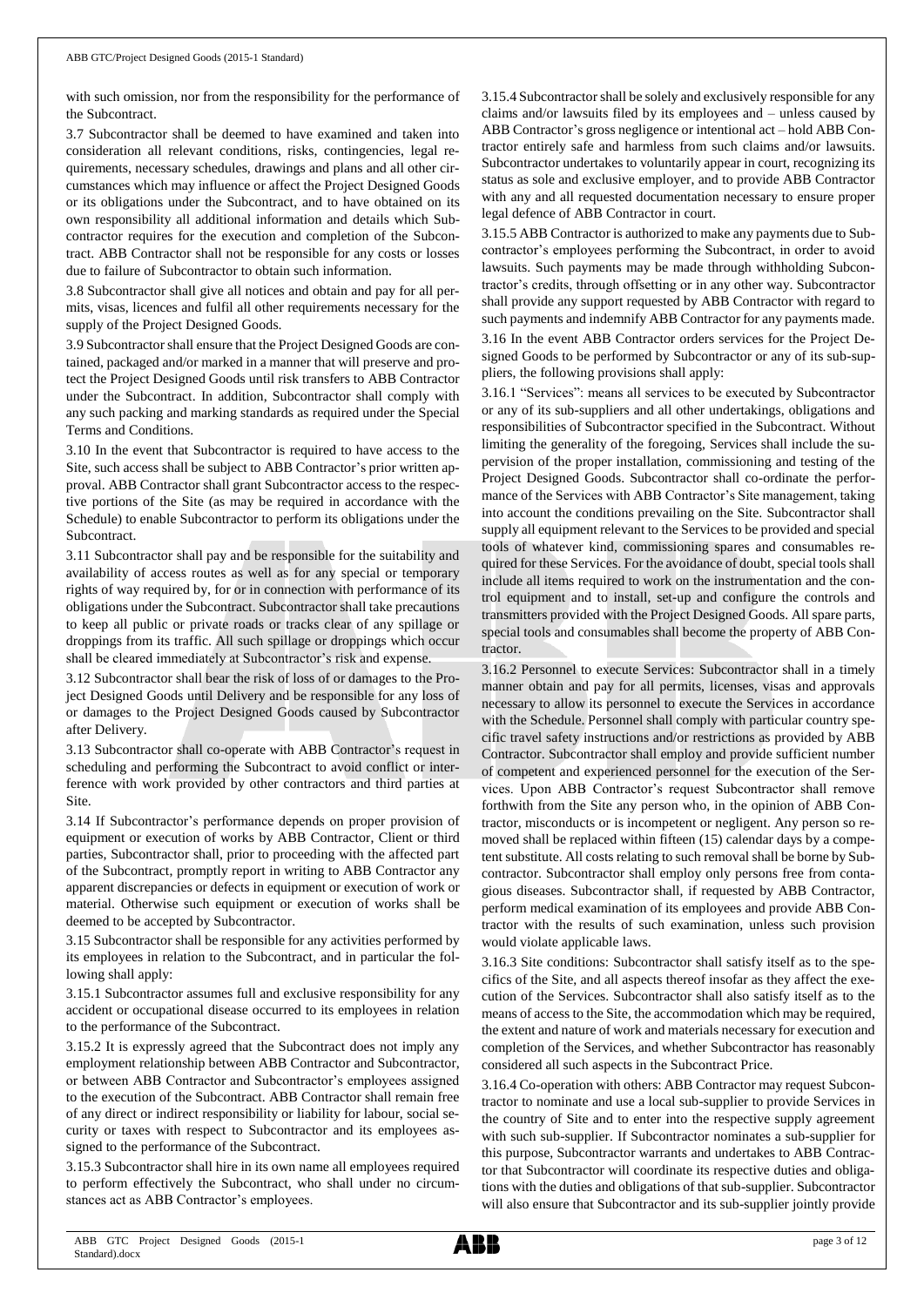with such omission, nor from the responsibility for the performance of the Subcontract.

3.7 Subcontractor shall be deemed to have examined and taken into consideration all relevant conditions, risks, contingencies, legal requirements, necessary schedules, drawings and plans and all other circumstances which may influence or affect the Project Designed Goods or its obligations under the Subcontract, and to have obtained on its own responsibility all additional information and details which Subcontractor requires for the execution and completion of the Subcontract. ABB Contractor shall not be responsible for any costs or losses due to failure of Subcontractor to obtain such information.

3.8 Subcontractor shall give all notices and obtain and pay for all permits, visas, licences and fulfil all other requirements necessary for the supply of the Project Designed Goods.

3.9 Subcontractor shall ensure that the Project Designed Goods are contained, packaged and/or marked in a manner that will preserve and protect the Project Designed Goods until risk transfers to ABB Contractor under the Subcontract. In addition, Subcontractor shall comply with any such packing and marking standards as required under the Special Terms and Conditions.

3.10 In the event that Subcontractor is required to have access to the Site, such access shall be subject to ABB Contractor's prior written approval. ABB Contractor shall grant Subcontractor access to the respective portions of the Site (as may be required in accordance with the Schedule) to enable Subcontractor to perform its obligations under the Subcontract.

3.11 Subcontractor shall pay and be responsible for the suitability and availability of access routes as well as for any special or temporary rights of way required by, for or in connection with performance of its obligations under the Subcontract. Subcontractor shall take precautions to keep all public or private roads or tracks clear of any spillage or droppings from its traffic. All such spillage or droppings which occur shall be cleared immediately at Subcontractor's risk and expense.

3.12 Subcontractor shall bear the risk of loss of or damages to the Project Designed Goods until Delivery and be responsible for any loss of or damages to the Project Designed Goods caused by Subcontractor after Delivery.

3.13 Subcontractor shall co-operate with ABB Contractor's request in scheduling and performing the Subcontract to avoid conflict or interference with work provided by other contractors and third parties at Site.

3.14 If Subcontractor's performance depends on proper provision of equipment or execution of works by ABB Contractor, Client or third parties, Subcontractor shall, prior to proceeding with the affected part of the Subcontract, promptly report in writing to ABB Contractor any apparent discrepancies or defects in equipment or execution of work or material. Otherwise such equipment or execution of works shall be deemed to be accepted by Subcontractor.

3.15 Subcontractor shall be responsible for any activities performed by its employees in relation to the Subcontract, and in particular the following shall apply:

3.15.1 Subcontractor assumes full and exclusive responsibility for any accident or occupational disease occurred to its employees in relation to the performance of the Subcontract.

3.15.2 It is expressly agreed that the Subcontract does not imply any employment relationship between ABB Contractor and Subcontractor, or between ABB Contractor and Subcontractor's employees assigned to the execution of the Subcontract. ABB Contractor shall remain free of any direct or indirect responsibility or liability for labour, social security or taxes with respect to Subcontractor and its employees assigned to the performance of the Subcontract.

3.15.3 Subcontractor shall hire in its own name all employees required to perform effectively the Subcontract, who shall under no circumstances act as ABB Contractor's employees.

3.15.4 Subcontractor shall be solely and exclusively responsible for any claims and/or lawsuits filed by its employees and – unless caused by ABB Contractor's gross negligence or intentional act – hold ABB Contractor entirely safe and harmless from such claims and/or lawsuits. Subcontractor undertakes to voluntarily appear in court, recognizing its status as sole and exclusive employer, and to provide ABB Contractor with any and all requested documentation necessary to ensure proper legal defence of ABB Contractor in court.

3.15.5 ABB Contractor is authorized to make any payments due to Subcontractor's employees performing the Subcontract, in order to avoid lawsuits. Such payments may be made through withholding Subcontractor's credits, through offsetting or in any other way. Subcontractor shall provide any support requested by ABB Contractor with regard to such payments and indemnify ABB Contractor for any payments made.

3.16 In the event ABB Contractor orders services for the Project Designed Goods to be performed by Subcontractor or any of its sub-suppliers, the following provisions shall apply:

3.16.1 "Services": means all services to be executed by Subcontractor or any of its sub-suppliers and all other undertakings, obligations and responsibilities of Subcontractor specified in the Subcontract. Without limiting the generality of the foregoing, Services shall include the supervision of the proper installation, commissioning and testing of the Project Designed Goods. Subcontractor shall co-ordinate the performance of the Services with ABB Contractor's Site management, taking into account the conditions prevailing on the Site. Subcontractor shall supply all equipment relevant to the Services to be provided and special tools of whatever kind, commissioning spares and consumables required for these Services. For the avoidance of doubt, special tools shall include all items required to work on the instrumentation and the control equipment and to install, set-up and configure the controls and transmitters provided with the Project Designed Goods. All spare parts, special tools and consumables shall become the property of ABB Contractor.

3.16.2 Personnel to execute Services: Subcontractor shall in a timely manner obtain and pay for all permits, licenses, visas and approvals necessary to allow its personnel to execute the Services in accordance with the Schedule. Personnel shall comply with particular country specific travel safety instructions and/or restrictions as provided by ABB Contractor. Subcontractor shall employ and provide sufficient number of competent and experienced personnel for the execution of the Services. Upon ABB Contractor's request Subcontractor shall remove forthwith from the Site any person who, in the opinion of ABB Contractor, misconducts or is incompetent or negligent. Any person so removed shall be replaced within fifteen (15) calendar days by a competent substitute. All costs relating to such removal shall be borne by Subcontractor. Subcontractor shall employ only persons free from contagious diseases. Subcontractor shall, if requested by ABB Contractor, perform medical examination of its employees and provide ABB Contractor with the results of such examination, unless such provision would violate applicable laws.

3.16.3 Site conditions: Subcontractor shall satisfy itself as to the specifics of the Site, and all aspects thereof insofar as they affect the execution of the Services. Subcontractor shall also satisfy itself as to the means of access to the Site, the accommodation which may be required, the extent and nature of work and materials necessary for execution and completion of the Services, and whether Subcontractor has reasonably considered all such aspects in the Subcontract Price.

3.16.4 Co-operation with others: ABB Contractor may request Subcontractor to nominate and use a local sub-supplier to provide Services in the country of Site and to enter into the respective supply agreement with such sub-supplier. If Subcontractor nominates a sub-supplier for this purpose, Subcontractor warrants and undertakes to ABB Contractor that Subcontractor will coordinate its respective duties and obligations with the duties and obligations of that sub-supplier. Subcontractor will also ensure that Subcontractor and its sub-supplier jointly provide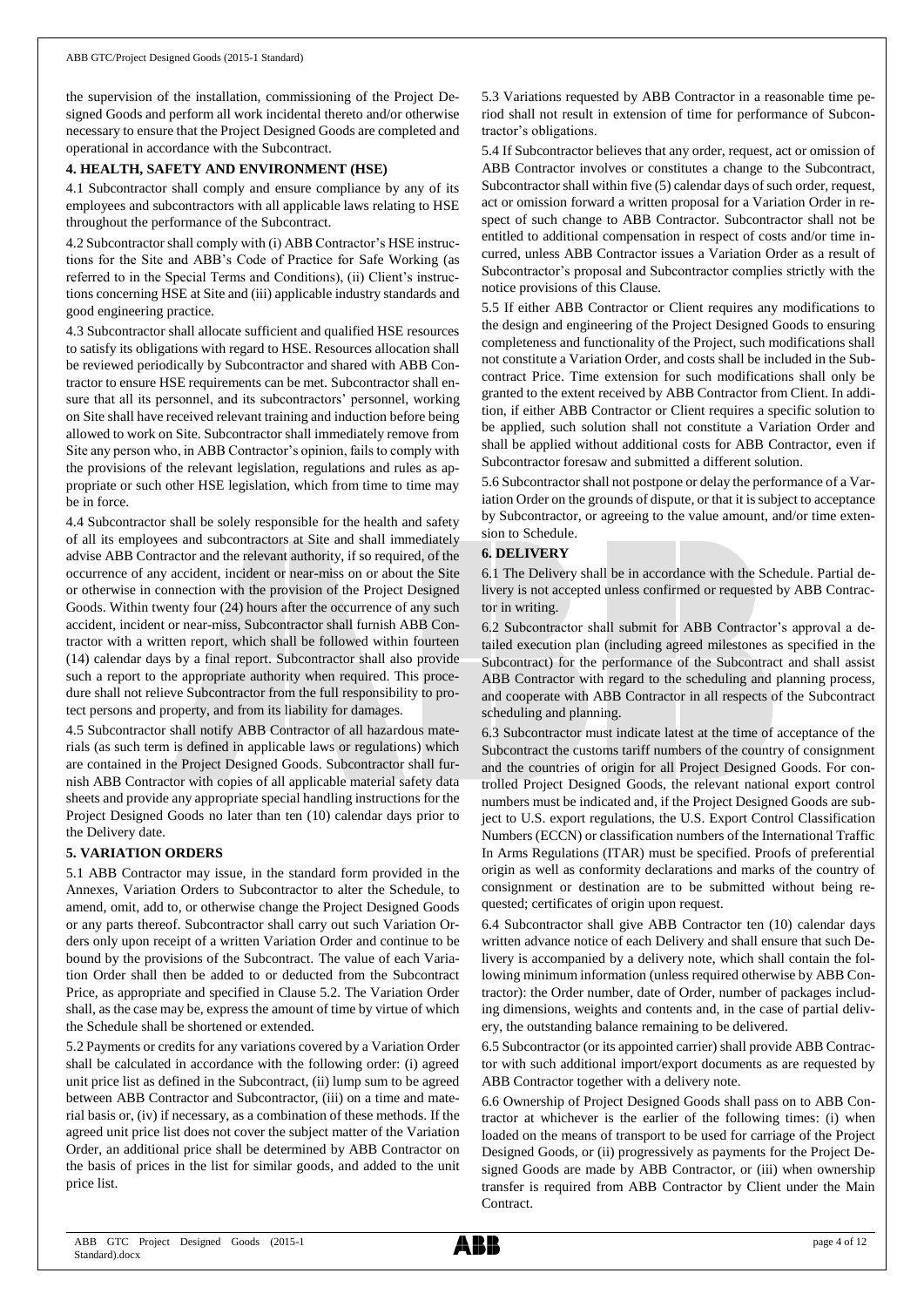the supervision of the installation, commissioning of the Project Designed Goods and perform all work incidental thereto and/or otherwise necessary to ensure that the Project Designed Goods are completed and operational in accordance with the Subcontract.

## 4. HEALTH, SAFETY AND ENVIRONMENT (HSE)

4.1 Subcontractor shall comply and ensure compliance by any of its employees and subcontractors with all applicable laws relating to HSE throughout the performance of the Subcontract.

4.2 Subcontractor shall comply with (i) ABB Contractor's HSE instructions for the Site and ABB's Code of Practice for Safe Working (as referred to in the Special Terms and Conditions), (ii) Client's instructions concerning HSE at Site and (iii) applicable industry standards and good engineering practice.

4.3 Subcontractor shall allocate sufficient and qualified HSE resources to satisfy its obligations with regard to HSE. Resources allocation shall be reviewed periodically by Subcontractor and shared with ABB Contractor to ensure HSE requirements can be met. Subcontractor shall ensure that all its personnel, and its subcontractors' personnel, working on Site shall have received relevant training and induction before being allowed to work on Site. Subcontractor shall immediately remove from Site any person who, in ABB Contractor's opinion, fails to comply with the provisions of the relevant legislation, regulations and rules as appropriate or such other HSE legislation, which from time to time may be in force.

4.4 Subcontractor shall be solely responsible for the health and safety of all its employees and subcontractors at Site and shall immediately advise ABB Contractor and the relevant authority, if so required, of the occurrence of any accident, incident or near-miss on or about the Site or otherwise in connection with the provision of the Project Designed Goods. Within twenty four (24) hours after the occurrence of any such accident, incident or near-miss, Subcontractor shall furnish ABB Contractor with a written report, which shall be followed within fourteen (14) calendar days by a final report. Subcontractor shall also provide such a report to the appropriate authority when required. This procedure shall not relieve Subcontractor from the full responsibility to protect persons and property, and from its liability for damages.

4.5 Subcontractor shall notify ABB Contractor of all hazardous materials (as such term is defined in applicable laws or regulations) which are contained in the Project Designed Goods. Subcontractor shall furnish ABB Contractor with copies of all applicable material safety data sheets and provide any appropriate special handling instructions for the Project Designed Goods no later than ten (10) calendar days prior to the Delivery date.

## 5. VARIATION ORDERS

5.1 ABB Contractor may issue, in the standard form provided in the Annexes, Variation Orders to Subcontractor to alter the Schedule, to amend, omit, add to, or otherwise change the Project Designed Goods or any parts thereof. Subcontractor shall carry out such Variation Orders only upon receipt of a written Variation Order and continue to be bound by the provisions of the Subcontract. The value of each Variation Order shall then be added to or deducted from the Subcontract Price, as appropriate and specified in Clause 5.2. The Variation Order shall, as the case may be, express the amount of time by virtue of which the Schedule shall be shortened or extended.

5.2 Payments or credits for any variations covered by a Variation Order shall be calculated in accordance with the following order: (i) agreed unit price list as defined in the Subcontract, (ii) lump sum to be agreed between ABB Contractor and Subcontractor, (iii) on a time and material basis or, (iv) if necessary, as a combination of these methods. If the agreed unit price list does not cover the subject matter of the Variation Order, an additional price shall be determined by ABB Contractor on the basis of prices in the list for similar goods, and added to the unit price list.

5.3 Variations requested by ABB Contractor in a reasonable time period shall not result in extension of time for performance of Subcontractor's obligations.

5.4 If Subcontractor believes that any order, request, act or omission of ABB Contractor involves or constitutes a change to the Subcontract, Subcontractor shall within five (5) calendar days of such order, request, act or omission forward a written proposal for a Variation Order in respect of such change to ABB Contractor. Subcontractor shall not be entitled to additional compensation in respect of costs and/or time incurred, unless ABB Contractor issues a Variation Order as a result of Subcontractor's proposal and Subcontractor complies strictly with the notice provisions of this Clause.

5.5 If either ABB Contractor or Client requires any modifications to the design and engineering of the Project Designed Goods to ensuring completeness and functionality of the Project, such modifications shall not constitute a Variation Order, and costs shall be included in the Subcontract Price. Time extension for such modifications shall only be granted to the extent received by ABB Contractor from Client. In addition, if either ABB Contractor or Client requires a specific solution to be applied, such solution shall not constitute a Variation Order and shall be applied without additional costs for ABB Contractor, even if Subcontractor foresaw and submitted a different solution.

5.6 Subcontractor shall not postpone or delay the performance of a Variation Order on the grounds of dispute, or that it is subject to acceptance by Subcontractor, or agreeing to the value amount, and/or time extension to Schedule.

## 6. DELIVERY

6.1 The Delivery shall be in accordance with the Schedule. Partial delivery is not accepted unless confirmed or requested by ABB Contractor in writing.

6.2 Subcontractor shall submit for ABB Contractor's approval a detailed execution plan (including agreed milestones as specified in the Subcontract) for the performance of the Subcontract and shall assist ABB Contractor with regard to the scheduling and planning process, and cooperate with ABB Contractor in all respects of the Subcontract scheduling and planning.

6.3 Subcontractor must indicate latest at the time of acceptance of the Subcontract the customs tariff numbers of the country of consignment and the countries of origin for all Project Designed Goods. For controlled Project Designed Goods, the relevant national export control numbers must be indicated and, if the Project Designed Goods are subject to U.S. export regulations, the U.S. Export Control Classification Numbers (ECCN) or classification numbers of the International Traffic In Arms Regulations (ITAR) must be specified. Proofs of preferential origin as well as conformity declarations and marks of the country of consignment or destination are to be submitted without being requested; certificates of origin upon request.

6.4 Subcontractor shall give ABB Contractor ten (10) calendar days written advance notice of each Delivery and shall ensure that such Delivery is accompanied by a delivery note, which shall contain the following minimum information (unless required otherwise by ABB Contractor): the Order number, date of Order, number of packages including dimensions, weights and contents and, in the case of partial delivery, the outstanding balance remaining to be delivered.

6.5 Subcontractor (or its appointed carrier) shall provide ABB Contractor with such additional import/export documents as are requested by ABB Contractor together with a delivery note.

6.6 Ownership of Project Designed Goods shall pass on to ABB Contractor at whichever is the earlier of the following times: (i) when loaded on the means of transport to be used for carriage of the Project Designed Goods, or (ii) progressively as payments for the Project Designed Goods are made by ABB Contractor, or (iii) when ownership transfer is required from ABB Contractor by Client under the Main Contract.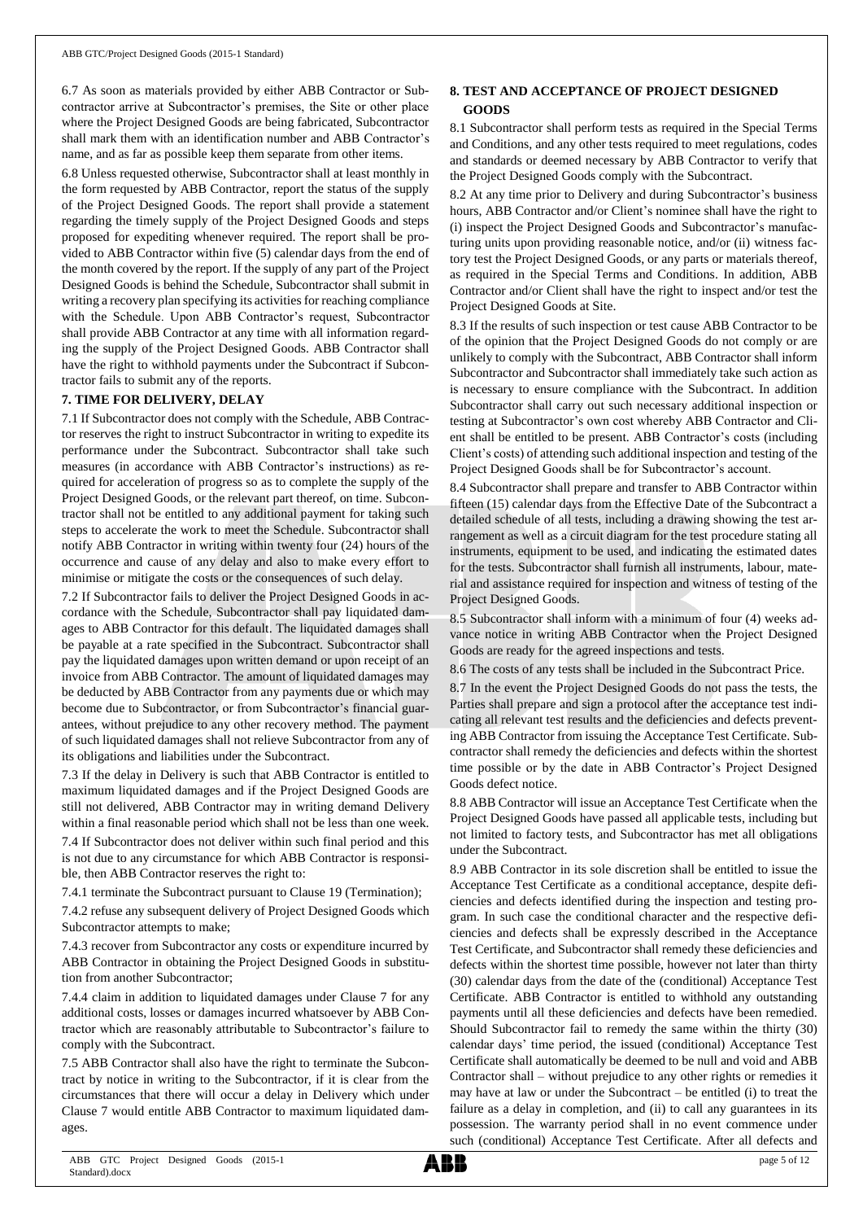6.7 As soon as materials provided by either ABB Contractor or Subcontractor arrive at Subcontractor's premises, the Site or other place where the Project Designed Goods are being fabricated, Subcontractor shall mark them with an identification number and ABB Contractor's name, and as far as possible keep them separate from other items.

6.8 Unless requested otherwise, Subcontractor shall at least monthly in the form requested by ABB Contractor, report the status of the supply of the Project Designed Goods. The report shall provide a statement regarding the timely supply of the Project Designed Goods and steps proposed for expediting whenever required. The report shall be provided to ABB Contractor within five (5) calendar days from the end of the month covered by the report. If the supply of any part of the Project Designed Goods is behind the Schedule, Subcontractor shall submit in writing a recovery plan specifying its activities for reaching compliance with the Schedule. Upon ABB Contractor's request, Subcontractor shall provide ABB Contractor at any time with all information regarding the supply of the Project Designed Goods. ABB Contractor shall have the right to withhold payments under the Subcontract if Subcontractor fails to submit any of the reports.

## 7. TIME FOR DELIVERY, DELAY

7.1 If Subcontractor does not comply with the Schedule, ABB Contractor reserves the right to instruct Subcontractor in writing to expedite its performance under the Subcontract. Subcontractor shall take such measures (in accordance with ABB Contractor's instructions) as required for acceleration of progress so as to complete the supply of the Project Designed Goods, or the relevant part thereof, on time. Subcontractor shall not be entitled to any additional payment for taking such steps to accelerate the work to meet the Schedule. Subcontractor shall notify ABB Contractor in writing within twenty four (24) hours of the occurrence and cause of any delay and also to make every effort to minimise or mitigate the costs or the consequences of such delay.

7.2 If Subcontractor fails to deliver the Project Designed Goods in accordance with the Schedule, Subcontractor shall pay liquidated damages to ABB Contractor for this default. The liquidated damages shall be payable at a rate specified in the Subcontract. Subcontractor shall pay the liquidated damages upon written demand or upon receipt of an invoice from ABB Contractor. The amount of liquidated damages may be deducted by ABB Contractor from any payments due or which may become due to Subcontractor, or from Subcontractor's financial guarantees, without prejudice to any other recovery method. The payment of such liquidated damages shall not relieve Subcontractor from any of its obligations and liabilities under the Subcontract.

7.3 If the delay in Delivery is such that ABB Contractor is entitled to maximum liquidated damages and if the Project Designed Goods are still not delivered, ABB Contractor may in writing demand Delivery within a final reasonable period which shall not be less than one week.

7.4 If Subcontractor does not deliver within such final period and this is not due to any circumstance for which ABB Contractor is responsible, then ABB Contractor reserves the right to:

7.4.1 terminate the Subcontract pursuant to Clause 19 (Termination);

7.4.2 refuse any subsequent delivery of Project Designed Goods which Subcontractor attempts to make;

7.4.3 recover from Subcontractor any costs or expenditure incurred by ABB Contractor in obtaining the Project Designed Goods in substitution from another Subcontractor;

7.4.4 claim in addition to liquidated damages under Clause 7 for any additional costs, losses or damages incurred whatsoever by ABB Contractor which are reasonably attributable to Subcontractor's failure to comply with the Subcontract.

7.5 ABB Contractor shall also have the right to terminate the Subcontract by notice in writing to the Subcontractor, if it is clear from the circumstances that there will occur a delay in Delivery which under Clause 7 would entitle ABB Contractor to maximum liquidated damages.

## 8. TEST AND ACCEPTANCE OF PROJECT DESIGNED GOODS

8.1 Subcontractor shall perform tests as required in the Special Terms and Conditions, and any other tests required to meet regulations, codes and standards or deemed necessary by ABB Contractor to verify that the Project Designed Goods comply with the Subcontract.

8.2 At any time prior to Delivery and during Subcontractor's business hours, ABB Contractor and/or Client's nominee shall have the right to (i) inspect the Project Designed Goods and Subcontractor's manufacturing units upon providing reasonable notice, and/or (ii) witness factory test the Project Designed Goods, or any parts or materials thereof, as required in the Special Terms and Conditions. In addition, ABB Contractor and/or Client shall have the right to inspect and/or test the Project Designed Goods at Site.

8.3 If the results of such inspection or test cause ABB Contractor to be of the opinion that the Project Designed Goods do not comply or are unlikely to comply with the Subcontract, ABB Contractor shall inform Subcontractor and Subcontractor shall immediately take such action as is necessary to ensure compliance with the Subcontract. In addition Subcontractor shall carry out such necessary additional inspection or testing at Subcontractor's own cost whereby ABB Contractor and Client shall be entitled to be present. ABB Contractor's costs (including Client's costs) of attending such additional inspection and testing of the Project Designed Goods shall be for Subcontractor's account.

8.4 Subcontractor shall prepare and transfer to ABB Contractor within fifteen (15) calendar days from the Effective Date of the Subcontract a detailed schedule of all tests, including a drawing showing the test arrangement as well as a circuit diagram for the test procedure stating all instruments, equipment to be used, and indicating the estimated dates for the tests. Subcontractor shall furnish all instruments, labour, material and assistance required for inspection and witness of testing of the Project Designed Goods.

8.5 Subcontractor shall inform with a minimum of four (4) weeks advance notice in writing ABB Contractor when the Project Designed Goods are ready for the agreed inspections and tests.

8.6 The costs of any tests shall be included in the Subcontract Price.

8.7 In the event the Project Designed Goods do not pass the tests, the Parties shall prepare and sign a protocol after the acceptance test indicating all relevant test results and the deficiencies and defects preventing ABB Contractor from issuing the Acceptance Test Certificate. Subcontractor shall remedy the deficiencies and defects within the shortest time possible or by the date in ABB Contractor's Project Designed Goods defect notice.

8.8 ABB Contractor will issue an Acceptance Test Certificate when the Project Designed Goods have passed all applicable tests, including but not limited to factory tests, and Subcontractor has met all obligations under the Subcontract.

8.9 ABB Contractor in its sole discretion shall be entitled to issue the Acceptance Test Certificate as a conditional acceptance, despite deficiencies and defects identified during the inspection and testing program. In such case the conditional character and the respective deficiencies and defects shall be expressly described in the Acceptance Test Certificate, and Subcontractor shall remedy these deficiencies and defects within the shortest time possible, however not later than thirty (30) calendar days from the date of the (conditional) Acceptance Test Certificate. ABB Contractor is entitled to withhold any outstanding payments until all these deficiencies and defects have been remedied. Should Subcontractor fail to remedy the same within the thirty (30) calendar days' time period, the issued (conditional) Acceptance Test Certificate shall automatically be deemed to be null and void and ABB Contractor shall – without prejudice to any other rights or remedies it may have at law or under the Subcontract – be entitled (i) to treat the failure as a delay in completion, and (ii) to call any guarantees in its possession. The warranty period shall in no event commence under such (conditional) Acceptance Test Certificate. After all defects and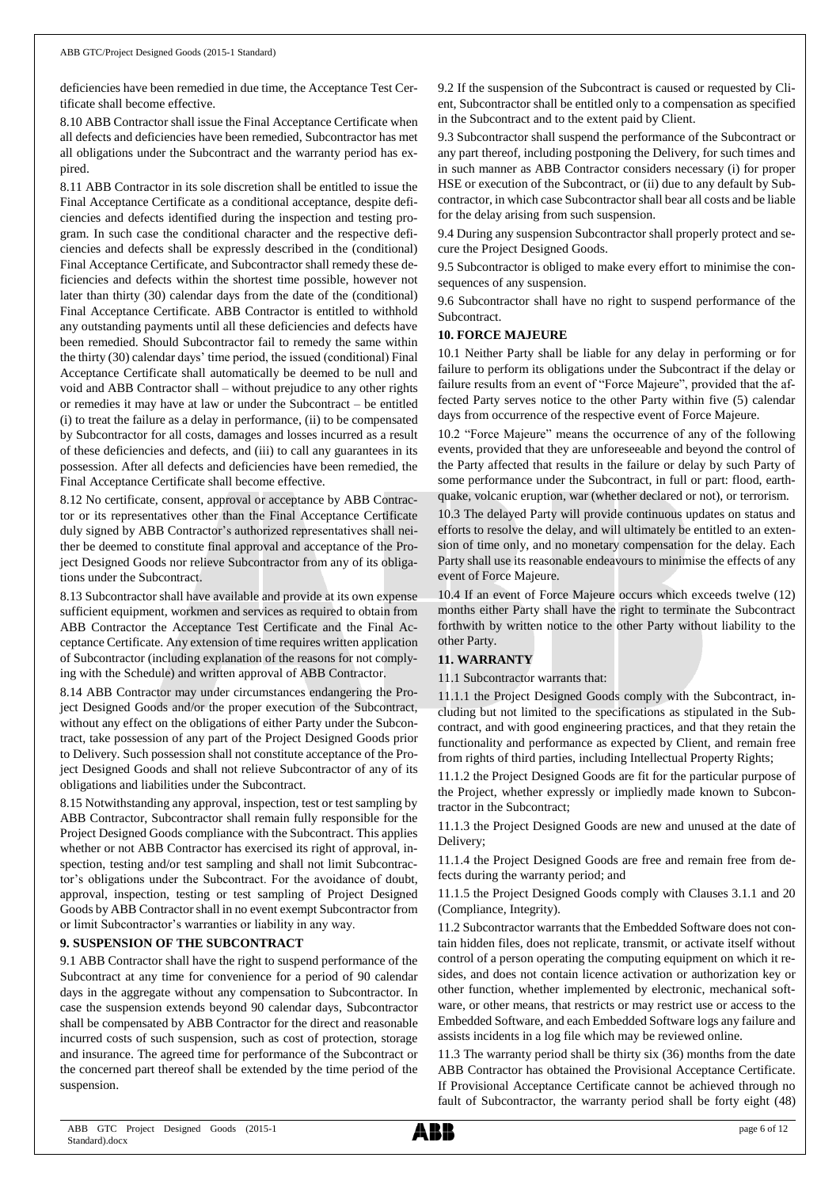deficiencies have been remedied in due time, the Acceptance Test Certificate shall become effective.

8.10 ABB Contractor shall issue the Final Acceptance Certificate when all defects and deficiencies have been remedied, Subcontractor has met all obligations under the Subcontract and the warranty period has expired.

8.11 ABB Contractor in its sole discretion shall be entitled to issue the Final Acceptance Certificate as a conditional acceptance, despite deficiencies and defects identified during the inspection and testing program. In such case the conditional character and the respective deficiencies and defects shall be expressly described in the (conditional) Final Acceptance Certificate, and Subcontractor shall remedy these deficiencies and defects within the shortest time possible, however not later than thirty (30) calendar days from the date of the (conditional) Final Acceptance Certificate. ABB Contractor is entitled to withhold any outstanding payments until all these deficiencies and defects have been remedied. Should Subcontractor fail to remedy the same within the thirty (30) calendar days' time period, the issued (conditional) Final Acceptance Certificate shall automatically be deemed to be null and void and ABB Contractor shall – without prejudice to any other rights or remedies it may have at law or under the Subcontract – be entitled (i) to treat the failure as a delay in performance, (ii) to be compensated by Subcontractor for all costs, damages and losses incurred as a result of these deficiencies and defects, and (iii) to call any guarantees in its possession. After all defects and deficiencies have been remedied, the Final Acceptance Certificate shall become effective.

8.12 No certificate, consent, approval or acceptance by ABB Contractor or its representatives other than the Final Acceptance Certificate duly signed by ABB Contractor's authorized representatives shall neither be deemed to constitute final approval and acceptance of the Project Designed Goods nor relieve Subcontractor from any of its obligations under the Subcontract.

8.13 Subcontractor shall have available and provide at its own expense sufficient equipment, workmen and services as required to obtain from ABB Contractor the Acceptance Test Certificate and the Final Acceptance Certificate. Any extension of time requires written application of Subcontractor (including explanation of the reasons for not complying with the Schedule) and written approval of ABB Contractor.

8.14 ABB Contractor may under circumstances endangering the Project Designed Goods and/or the proper execution of the Subcontract, without any effect on the obligations of either Party under the Subcontract, take possession of any part of the Project Designed Goods prior to Delivery. Such possession shall not constitute acceptance of the Project Designed Goods and shall not relieve Subcontractor of any of its obligations and liabilities under the Subcontract.

8.15 Notwithstanding any approval, inspection, test or test sampling by ABB Contractor, Subcontractor shall remain fully responsible for the Project Designed Goods compliance with the Subcontract. This applies whether or not ABB Contractor has exercised its right of approval, inspection, testing and/or test sampling and shall not limit Subcontractor's obligations under the Subcontract. For the avoidance of doubt, approval, inspection, testing or test sampling of Project Designed Goods by ABB Contractor shall in no event exempt Subcontractor from or limit Subcontractor's warranties or liability in any way.

## 9. SUSPENSION OF THE SUBCONTRACT

9.1 ABB Contractor shall have the right to suspend performance of the Subcontract at any time for convenience for a period of 90 calendar days in the aggregate without any compensation to Subcontractor. In case the suspension extends beyond 90 calendar days, Subcontractor shall be compensated by ABB Contractor for the direct and reasonable incurred costs of such suspension, such as cost of protection, storage and insurance. The agreed time for performance of the Subcontract or the concerned part thereof shall be extended by the time period of the suspension.

9.2 If the suspension of the Subcontract is caused or requested by Client, Subcontractor shall be entitled only to a compensation as specified in the Subcontract and to the extent paid by Client.

9.3 Subcontractor shall suspend the performance of the Subcontract or any part thereof, including postponing the Delivery, for such times and in such manner as ABB Contractor considers necessary (i) for proper HSE or execution of the Subcontract, or (ii) due to any default by Subcontractor, in which case Subcontractor shall bear all costs and be liable for the delay arising from such suspension.

9.4 During any suspension Subcontractor shall properly protect and secure the Project Designed Goods.

9.5 Subcontractor is obliged to make every effort to minimise the consequences of any suspension.

9.6 Subcontractor shall have no right to suspend performance of the Subcontract.

## 10. FORCE MAJEURE

10.1 Neither Party shall be liable for any delay in performing or for failure to perform its obligations under the Subcontract if the delay or failure results from an event of "Force Majeure", provided that the affected Party serves notice to the other Party within five (5) calendar days from occurrence of the respective event of Force Majeure.

10.2 "Force Majeure" means the occurrence of any of the following events, provided that they are unforeseeable and beyond the control of the Party affected that results in the failure or delay by such Party of some performance under the Subcontract, in full or part: flood, earthquake, volcanic eruption, war (whether declared or not), or terrorism.

10.3 The delayed Party will provide continuous updates on status and efforts to resolve the delay, and will ultimately be entitled to an extension of time only, and no monetary compensation for the delay. Each Party shall use its reasonable endeavours to minimise the effects of any event of Force Majeure.

10.4 If an event of Force Majeure occurs which exceeds twelve (12) months either Party shall have the right to terminate the Subcontract forthwith by written notice to the other Party without liability to the other Party.

## 11. WARRANTY

11.1 Subcontractor warrants that:

11.1.1 the Project Designed Goods comply with the Subcontract, including but not limited to the specifications as stipulated in the Subcontract, and with good engineering practices, and that they retain the functionality and performance as expected by Client, and remain free from rights of third parties, including Intellectual Property Rights;

11.1.2 the Project Designed Goods are fit for the particular purpose of the Project, whether expressly or impliedly made known to Subcontractor in the Subcontract;

11.1.3 the Project Designed Goods are new and unused at the date of Delivery;

11.1.4 the Project Designed Goods are free and remain free from defects during the warranty period; and

11.1.5 the Project Designed Goods comply with Clauses 3.1.1 and 20 (Compliance, Integrity).

11.2 Subcontractor warrants that the Embedded Software does not contain hidden files, does not replicate, transmit, or activate itself without control of a person operating the computing equipment on which it resides, and does not contain licence activation or authorization key or other function, whether implemented by electronic, mechanical software, or other means, that restricts or may restrict use or access to the Embedded Software, and each Embedded Software logs any failure and assists incidents in a log file which may be reviewed online.

11.3 The warranty period shall be thirty six (36) months from the date ABB Contractor has obtained the Provisional Acceptance Certificate. If Provisional Acceptance Certificate cannot be achieved through no fault of Subcontractor, the warranty period shall be forty eight (48)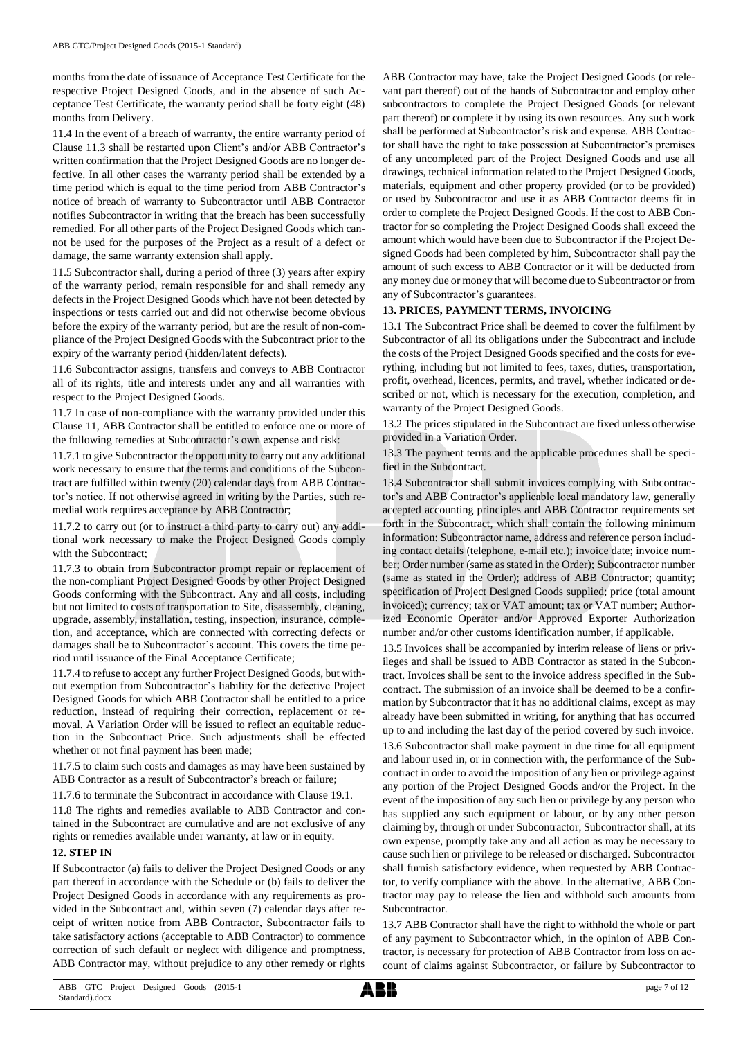months from the date of issuance of Acceptance Test Certificate for the respective Project Designed Goods, and in the absence of such Acceptance Test Certificate, the warranty period shall be forty eight (48) months from Delivery.

11.4 In the event of a breach of warranty, the entire warranty period of Clause 11.3 shall be restarted upon Client's and/or ABB Contractor's written confirmation that the Project Designed Goods are no longer defective. In all other cases the warranty period shall be extended by a time period which is equal to the time period from ABB Contractor's notice of breach of warranty to Subcontractor until ABB Contractor notifies Subcontractor in writing that the breach has been successfully remedied. For all other parts of the Project Designed Goods which cannot be used for the purposes of the Project as a result of a defect or damage, the same warranty extension shall apply.

11.5 Subcontractor shall, during a period of three (3) years after expiry of the warranty period, remain responsible for and shall remedy any defects in the Project Designed Goods which have not been detected by inspections or tests carried out and did not otherwise become obvious before the expiry of the warranty period, but are the result of non-compliance of the Project Designed Goods with the Subcontract prior to the expiry of the warranty period (hidden/latent defects).

11.6 Subcontractor assigns, transfers and conveys to ABB Contractor all of its rights, title and interests under any and all warranties with respect to the Project Designed Goods.

11.7 In case of non-compliance with the warranty provided under this Clause 11, ABB Contractor shall be entitled to enforce one or more of the following remedies at Subcontractor's own expense and risk:

11.7.1 to give Subcontractor the opportunity to carry out any additional work necessary to ensure that the terms and conditions of the Subcontract are fulfilled within twenty (20) calendar days from ABB Contractor's notice. If not otherwise agreed in writing by the Parties, such remedial work requires acceptance by ABB Contractor;

11.7.2 to carry out (or to instruct a third party to carry out) any additional work necessary to make the Project Designed Goods comply with the Subcontract;

11.7.3 to obtain from Subcontractor prompt repair or replacement of the non-compliant Project Designed Goods by other Project Designed Goods conforming with the Subcontract. Any and all costs, including but not limited to costs of transportation to Site, disassembly, cleaning, upgrade, assembly, installation, testing, inspection, insurance, completion, and acceptance, which are connected with correcting defects or damages shall be to Subcontractor's account. This covers the time period until issuance of the Final Acceptance Certificate;

11.7.4 to refuse to accept any further Project Designed Goods, but without exemption from Subcontractor's liability for the defective Project Designed Goods for which ABB Contractor shall be entitled to a price reduction, instead of requiring their correction, replacement or removal. A Variation Order will be issued to reflect an equitable reduction in the Subcontract Price. Such adjustments shall be effected whether or not final payment has been made;

11.7.5 to claim such costs and damages as may have been sustained by ABB Contractor as a result of Subcontractor's breach or failure;

11.7.6 to terminate the Subcontract in accordance with Clause 19.1.

11.8 The rights and remedies available to ABB Contractor and contained in the Subcontract are cumulative and are not exclusive of any rights or remedies available under warranty, at law or in equity.

**12. STEP IN**

If Subcontractor (a) fails to deliver the Project Designed Goods or any part thereof in accordance with the Schedule or (b) fails to deliver the Project Designed Goods in accordance with any requirements as provided in the Subcontract and, within seven (7) calendar days after receipt of written notice from ABB Contractor, Subcontractor fails to take satisfactory actions (acceptable to ABB Contractor) to commence correction of such default or neglect with diligence and promptness, ABB Contractor may, without prejudice to any other remedy or rights ABB Contractor may have, take the Project Designed Goods (or relevant part thereof) out of the hands of Subcontractor and employ other subcontractors to complete the Project Designed Goods (or relevant part thereof) or complete it by using its own resources. Any such work shall be performed at Subcontractor's risk and expense. ABB Contractor shall have the right to take possession at Subcontractor's premises of any uncompleted part of the Project Designed Goods and use all drawings, technical information related to the Project Designed Goods, materials, equipment and other property provided (or to be provided) or used by Subcontractor and use it as ABB Contractor deems fit in order to complete the Project Designed Goods. If the cost to ABB Contractor for so completing the Project Designed Goods shall exceed the amount which would have been due to Subcontractor if the Project Designed Goods had been completed by him, Subcontractor shall pay the amount of such excess to ABB Contractor or it will be deducted from any money due or money that will become due to Subcontractor or from any of Subcontractor's guarantees.

**13. PRICES, PAYMENT TERMS, INVOICING**

13.1 The Subcontract Price shall be deemed to cover the fulfilment by Subcontractor of all its obligations under the Subcontract and include the costs of the Project Designed Goods specified and the costs for everything, including but not limited to fees, taxes, duties, transportation, profit, overhead, licences, permits, and travel, whether indicated or described or not, which is necessary for the execution, completion, and warranty of the Project Designed Goods.

13.2 The prices stipulated in the Subcontract are fixed unless otherwise provided in a Variation Order.

13.3 The payment terms and the applicable procedures shall be specified in the Subcontract.

13.4 Subcontractor shall submit invoices complying with Subcontractor's and ABB Contractor's applicable local mandatory law, generally accepted accounting principles and ABB Contractor requirements set forth in the Subcontract, which shall contain the following minimum information: Subcontractor name, address and reference person including contact details (telephone, e-mail etc.); invoice date; invoice number; Order number (same as stated in the Order); Subcontractor number (same as stated in the Order); address of ABB Contractor; quantity; specification of Project Designed Goods supplied; price (total amount invoiced); currency; tax or VAT amount; tax or VAT number; Authorized Economic Operator and/or Approved Exporter Authorization number and/or other customs identification number, if applicable.

13.5 Invoices shall be accompanied by interim release of liens or privileges and shall be issued to ABB Contractor as stated in the Subcontract. Invoices shall be sent to the invoice address specified in the Subcontract. The submission of an invoice shall be deemed to be a confirmation by Subcontractor that it has no additional claims, except as may already have been submitted in writing, for anything that has occurred up to and including the last day of the period covered by such invoice.

13.6 Subcontractor shall make payment in due time for all equipment and labour used in, or in connection with, the performance of the Subcontract in order to avoid the imposition of any lien or privilege against any portion of the Project Designed Goods and/or the Project. In the event of the imposition of any such lien or privilege by any person who has supplied any such equipment or labour, or by any other person claiming by, through or under Subcontractor, Subcontractor shall, at its own expense, promptly take any and all action as may be necessary to cause such lien or privilege to be released or discharged. Subcontractor shall furnish satisfactory evidence, when requested by ABB Contractor, to verify compliance with the above. In the alternative, ABB Contractor may pay to release the lien and withhold such amounts from Subcontractor.

13.7 ABB Contractor shall have the right to withhold the whole or part of any payment to Subcontractor which, in the opinion of ABB Contractor, is necessary for protection of ABB Contractor from loss on account of claims against Subcontractor, or failure by Subcontractor to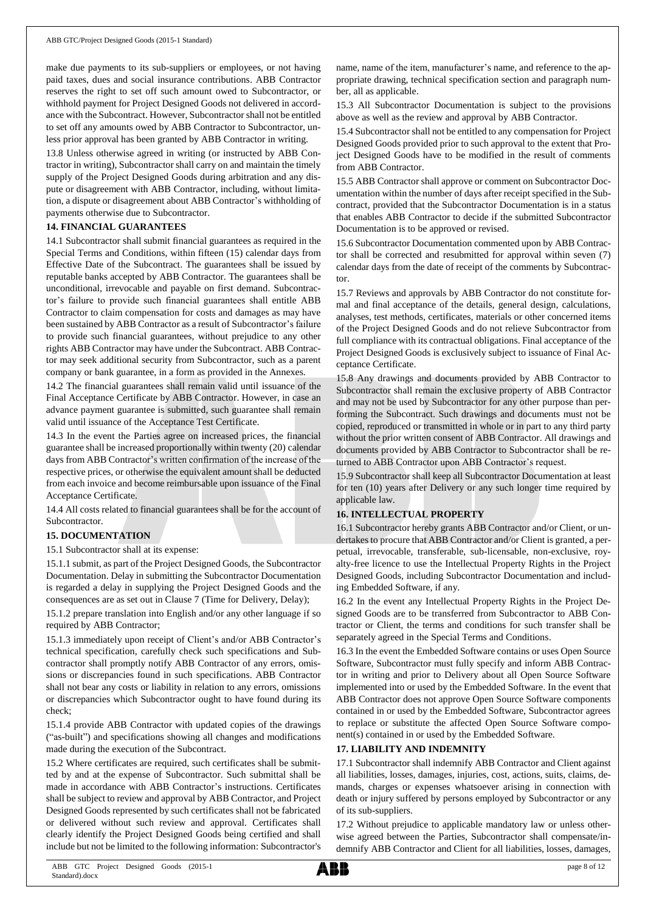make due payments to its sub-suppliers or employees, or not having paid taxes, dues and social insurance contributions. ABB Contractor reserves the right to set off such amount owed to Subcontractor, or withhold payment for Project Designed Goods not delivered in accordance with the Subcontract. However, Subcontractor shall not be entitled to set off any amounts owed by ABB Contractor to Subcontractor, unless prior approval has been granted by ABB Contractor in writing.

13.8 Unless otherwise agreed in writing (or instructed by ABB Contractor in writing), Subcontractor shall carry on and maintain the timely supply of the Project Designed Goods during arbitration and any dispute or disagreement with ABB Contractor, including, without limitation, a dispute or disagreement about ABB Contractor's withholding of payments otherwise due to Subcontractor.

**14. FINANCIAL GUARANTEES**

14.1 Subcontractor shall submit financial guarantees as required in the Special Terms and Conditions, within fifteen (15) calendar days from Effective Date of the Subcontract. The guarantees shall be issued by reputable banks accepted by ABB Contractor. The guarantees shall be unconditional, irrevocable and payable on first demand. Subcontractor's failure to provide such financial guarantees shall entitle ABB Contractor to claim compensation for costs and damages as may have been sustained by ABB Contractor as a result of Subcontractor's failure to provide such financial guarantees, without prejudice to any other rights ABB Contractor may have under the Subcontract. ABB Contractor may seek additional security from Subcontractor, such as a parent company or bank guarantee, in a form as provided in the Annexes.

14.2 The financial guarantees shall remain valid until issuance of the Final Acceptance Certificate by ABB Contractor. However, in case an advance payment guarantee is submitted, such guarantee shall remain valid until issuance of the Acceptance Test Certificate.

14.3 In the event the Parties agree on increased prices, the financial guarantee shall be increased proportionally within twenty (20) calendar days from ABB Contractor's written confirmation of the increase of the respective prices, or otherwise the equivalent amount shall be deducted from each invoice and become reimbursable upon issuance of the Final Acceptance Certificate.

14.4 All costs related to financial guarantees shall be for the account of Subcontractor.

**15. DOCUMENTATION**

15.1 Subcontractor shall at its expense:

15.1.1 submit, as part of the Project Designed Goods, the Subcontractor Documentation. Delay in submitting the Subcontractor Documentation is regarded a delay in supplying the Project Designed Goods and the consequences are as set out in Clause 7 (Time for Delivery, Delay);

15.1.2 prepare translation into English and/or any other language if so required by ABB Contractor;

15.1.3 immediately upon receipt of Client's and/or ABB Contractor's technical specification, carefully check such specifications and Subcontractor shall promptly notify ABB Contractor of any errors, omissions or discrepancies found in such specifications. ABB Contractor shall not bear any costs or liability in relation to any errors, omissions or discrepancies which Subcontractor ought to have found during its check;

15.1.4 provide ABB Contractor with updated copies of the drawings ("as-built") and specifications showing all changes and modifications made during the execution of the Subcontract.

15.2 Where certificates are required, such certificates shall be submitted by and at the expense of Subcontractor. Such submittal shall be made in accordance with ABB Contractor's instructions. Certificates shall be subject to review and approval by ABB Contractor, and Project Designed Goods represented by such certificates shall not be fabricated or delivered without such review and approval. Certificates shall clearly identify the Project Designed Goods being certified and shall include but not be limited to the following information: Subcontractor's name, name of the item, manufacturer's name, and reference to the appropriate drawing, technical specification section and paragraph number, all as applicable.

15.3 All Subcontractor Documentation is subject to the provisions above as well as the review and approval by ABB Contractor.

15.4 Subcontractor shall not be entitled to any compensation for Project Designed Goods provided prior to such approval to the extent that Project Designed Goods have to be modified in the result of comments from ABB Contractor.

15.5 ABB Contractor shall approve or comment on Subcontractor Documentation within the number of days after receipt specified in the Subcontract, provided that the Subcontractor Documentation is in a status that enables ABB Contractor to decide if the submitted Subcontractor Documentation is to be approved or revised.

15.6 Subcontractor Documentation commented upon by ABB Contractor shall be corrected and resubmitted for approval within seven (7) calendar days from the date of receipt of the comments by Subcontractor.

15.7 Reviews and approvals by ABB Contractor do not constitute formal and final acceptance of the details, general design, calculations, analyses, test methods, certificates, materials or other concerned items of the Project Designed Goods and do not relieve Subcontractor from full compliance with its contractual obligations. Final acceptance of the Project Designed Goods is exclusively subject to issuance of Final Acceptance Certificate.

15.8 Any drawings and documents provided by ABB Contractor to Subcontractor shall remain the exclusive property of ABB Contractor and may not be used by Subcontractor for any other purpose than performing the Subcontract. Such drawings and documents must not be copied, reproduced or transmitted in whole or in part to any third party without the prior written consent of ABB Contractor. All drawings and documents provided by ABB Contractor to Subcontractor shall be returned to ABB Contractor upon ABB Contractor's request.

15.9 Subcontractor shall keep all Subcontractor Documentation at least for ten (10) years after Delivery or any such longer time required by applicable law.

**16. INTELLECTUAL PROPERTY**

16.1 Subcontractor hereby grants ABB Contractor and/or Client, or undertakes to procure that ABB Contractor and/or Client is granted, a perpetual, irrevocable, transferable, sub-licensable, non-exclusive, royalty-free licence to use the Intellectual Property Rights in the Project Designed Goods, including Subcontractor Documentation and including Embedded Software, if any.

16.2 In the event any Intellectual Property Rights in the Project Designed Goods are to be transferred from Subcontractor to ABB Contractor or Client, the terms and conditions for such transfer shall be separately agreed in the Special Terms and Conditions.

16.3 In the event the Embedded Software contains or uses Open Source Software, Subcontractor must fully specify and inform ABB Contractor in writing and prior to Delivery about all Open Source Software implemented into or used by the Embedded Software. In the event that ABB Contractor does not approve Open Source Software components contained in or used by the Embedded Software, Subcontractor agrees to replace or substitute the affected Open Source Software component(s) contained in or used by the Embedded Software.

**17. LIABILITY AND INDEMNITY**

17.1 Subcontractor shall indemnify ABB Contractor and Client against all liabilities, losses, damages, injuries, cost, actions, suits, claims, demands, charges or expenses whatsoever arising in connection with death or injury suffered by persons employed by Subcontractor or any of its sub-suppliers.

17.2 Without prejudice to applicable mandatory law or unless otherwise agreed between the Parties, Subcontractor shall compensate/indemnify ABB Contractor and Client for all liabilities, losses, damages,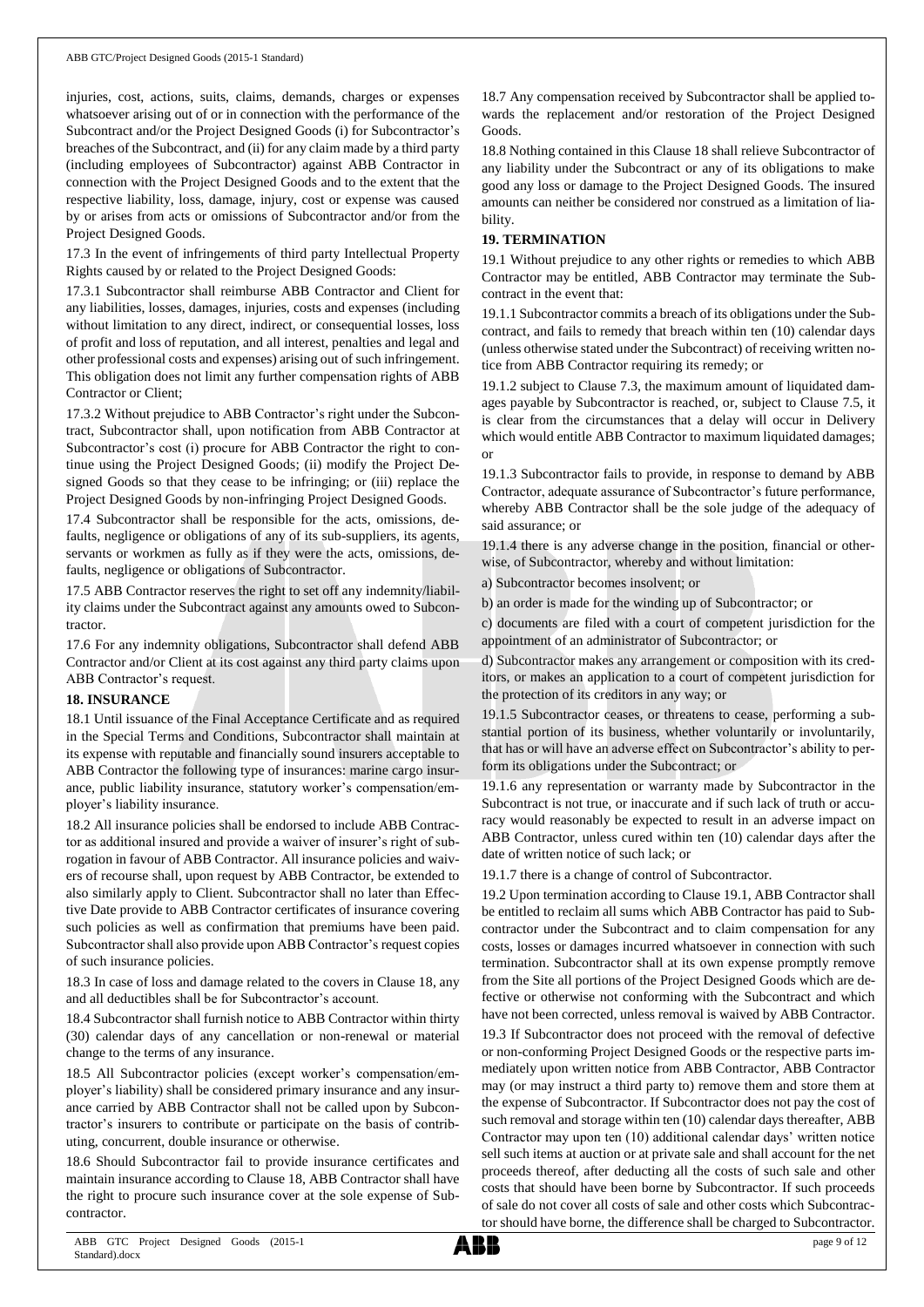injuries, cost, actions, suits, claims, demands, charges or expenses whatsoever arising out of or in connection with the performance of the Subcontract and/or the Project Designed Goods (i) for Subcontractor's breaches of the Subcontract, and (ii) for any claim made by a third party (including employees of Subcontractor) against ABB Contractor in connection with the Project Designed Goods and to the extent that the respective liability, loss, damage, injury, cost or expense was caused by or arises from acts or omissions of Subcontractor and/or from the Project Designed Goods.

17.3 In the event of infringements of third party Intellectual Property Rights caused by or related to the Project Designed Goods:

17.3.1 Subcontractor shall reimburse ABB Contractor and Client for any liabilities, losses, damages, injuries, costs and expenses (including without limitation to any direct, indirect, or consequential losses, loss of profit and loss of reputation, and all interest, penalties and legal and other professional costs and expenses) arising out of such infringement. This obligation does not limit any further compensation rights of ABB Contractor or Client;

17.3.2 Without prejudice to ABB Contractor's right under the Subcontract, Subcontractor shall, upon notification from ABB Contractor at Subcontractor's cost (i) procure for ABB Contractor the right to continue using the Project Designed Goods; (ii) modify the Project Designed Goods so that they cease to be infringing; or (iii) replace the Project Designed Goods by non-infringing Project Designed Goods.

17.4 Subcontractor shall be responsible for the acts, omissions, defaults, negligence or obligations of any of its sub-suppliers, its agents, servants or workmen as fully as if they were the acts, omissions, defaults, negligence or obligations of Subcontractor.

17.5 ABB Contractor reserves the right to set off any indemnity/liability claims under the Subcontract against any amounts owed to Subcontractor.

17.6 For any indemnity obligations, Subcontractor shall defend ABB Contractor and/or Client at its cost against any third party claims upon ABB Contractor's request.

**18. INSURANCE**

18.1 Until issuance of the Final Acceptance Certificate and as required in the Special Terms and Conditions, Subcontractor shall maintain at its expense with reputable and financially sound insurers acceptable to ABB Contractor the following type of insurances: marine cargo insurance, public liability insurance, statutory worker's compensation/employer's liability insurance.

18.2 All insurance policies shall be endorsed to include ABB Contractor as additional insured and provide a waiver of insurer's right of subrogation in favour of ABB Contractor. All insurance policies and waivers of recourse shall, upon request by ABB Contractor, be extended to also similarly apply to Client. Subcontractor shall no later than Effective Date provide to ABB Contractor certificates of insurance covering such policies as well as confirmation that premiums have been paid. Subcontractor shall also provide upon ABB Contractor's request copies of such insurance policies.

18.3 In case of loss and damage related to the covers in Clause 18, any and all deductibles shall be for Subcontractor's account.

18.4 Subcontractor shall furnish notice to ABB Contractor within thirty (30) calendar days of any cancellation or non-renewal or material change to the terms of any insurance.

18.5 All Subcontractor policies (except worker's compensation/employer's liability) shall be considered primary insurance and any insurance carried by ABB Contractor shall not be called upon by Subcontractor's insurers to contribute or participate on the basis of contributing, concurrent, double insurance or otherwise.

18.6 Should Subcontractor fail to provide insurance certificates and maintain insurance according to Clause 18, ABB Contractor shall have the right to procure such insurance cover at the sole expense of Subcontractor.

18.7 Any compensation received by Subcontractor shall be applied towards the replacement and/or restoration of the Project Designed Goods.

18.8 Nothing contained in this Clause 18 shall relieve Subcontractor of any liability under the Subcontract or any of its obligations to make good any loss or damage to the Project Designed Goods. The insured amounts can neither be considered nor construed as a limitation of liability.

**19. TERMINATION**

19.1 Without prejudice to any other rights or remedies to which ABB Contractor may be entitled, ABB Contractor may terminate the Subcontract in the event that:

19.1.1 Subcontractor commits a breach of its obligations under the Subcontract, and fails to remedy that breach within ten (10) calendar days (unless otherwise stated under the Subcontract) of receiving written notice from ABB Contractor requiring its remedy; or

19.1.2 subject to Clause 7.3, the maximum amount of liquidated damages payable by Subcontractor is reached, or, subject to Clause 7.5, it is clear from the circumstances that a delay will occur in Delivery which would entitle ABB Contractor to maximum liquidated damages; or

19.1.3 Subcontractor fails to provide, in response to demand by ABB Contractor, adequate assurance of Subcontractor's future performance, whereby ABB Contractor shall be the sole judge of the adequacy of said assurance; or

19.1.4 there is any adverse change in the position, financial or otherwise, of Subcontractor, whereby and without limitation:

a) Subcontractor becomes insolvent; or

b) an order is made for the winding up of Subcontractor; or

c) documents are filed with a court of competent jurisdiction for the appointment of an administrator of Subcontractor; or

d) Subcontractor makes any arrangement or composition with its creditors, or makes an application to a court of competent jurisdiction for the protection of its creditors in any way; or

19.1.5 Subcontractor ceases, or threatens to cease, performing a substantial portion of its business, whether voluntarily or involuntarily, that has or will have an adverse effect on Subcontractor's ability to perform its obligations under the Subcontract; or

19.1.6 any representation or warranty made by Subcontractor in the Subcontract is not true, or inaccurate and if such lack of truth or accuracy would reasonably be expected to result in an adverse impact on ABB Contractor, unless cured within ten (10) calendar days after the date of written notice of such lack; or

19.1.7 there is a change of control of Subcontractor.

19.2 Upon termination according to Clause 19.1, ABB Contractor shall be entitled to reclaim all sums which ABB Contractor has paid to Subcontractor under the Subcontract and to claim compensation for any costs, losses or damages incurred whatsoever in connection with such termination. Subcontractor shall at its own expense promptly remove from the Site all portions of the Project Designed Goods which are defective or otherwise not conforming with the Subcontract and which have not been corrected, unless removal is waived by ABB Contractor.

19.3 If Subcontractor does not proceed with the removal of defective or non-conforming Project Designed Goods or the respective parts immediately upon written notice from ABB Contractor, ABB Contractor may (or may instruct a third party to) remove them and store them at the expense of Subcontractor. If Subcontractor does not pay the cost of such removal and storage within ten (10) calendar days thereafter, ABB Contractor may upon ten (10) additional calendar days' written notice sell such items at auction or at private sale and shall account for the net proceeds thereof, after deducting all the costs of such sale and other costs that should have been borne by Subcontractor. If such proceeds of sale do not cover all costs of sale and other costs which Subcontractor should have borne, the difference shall be charged to Subcontractor.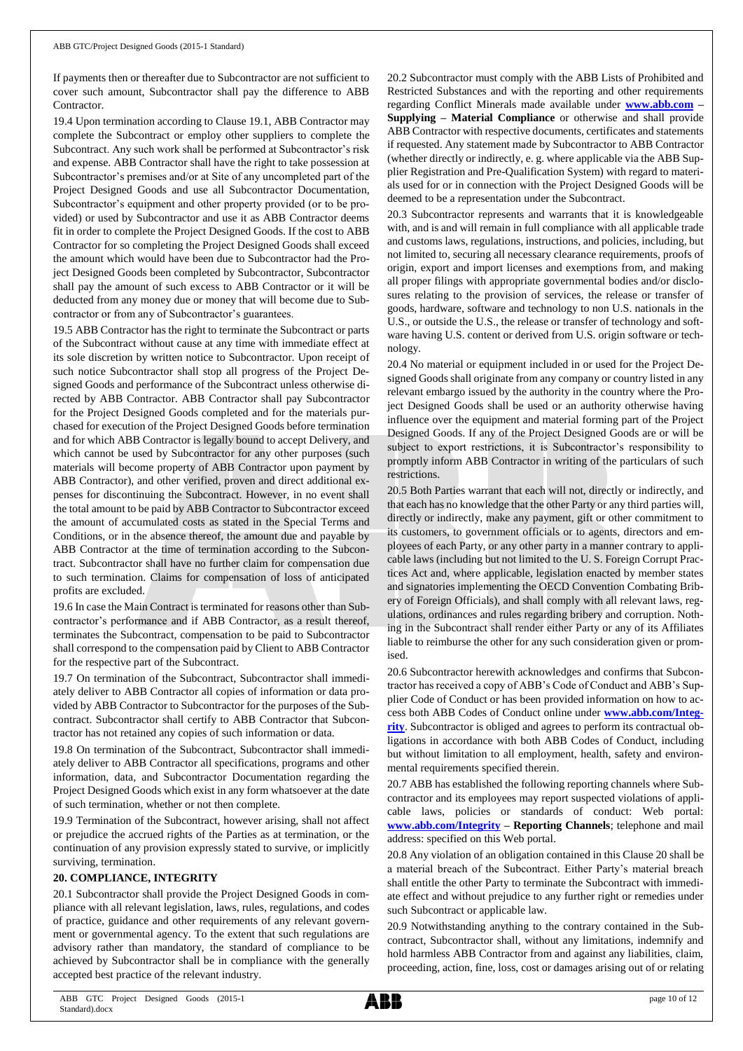If payments then or thereafter due to Subcontractor are not sufficient to cover such amount, Subcontractor shall pay the difference to ABB Contractor.

19.4 Upon termination according to Clause 19.1, ABB Contractor may complete the Subcontract or employ other suppliers to complete the Subcontract. Any such work shall be performed at Subcontractor's risk and expense. ABB Contractor shall have the right to take possession at Subcontractor's premises and/or at Site of any uncompleted part of the Project Designed Goods and use all Subcontractor Documentation, Subcontractor's equipment and other property provided (or to be provided) or used by Subcontractor and use it as ABB Contractor deems fit in order to complete the Project Designed Goods. If the cost to ABB Contractor for so completing the Project Designed Goods shall exceed the amount which would have been due to Subcontractor had the Project Designed Goods been completed by Subcontractor, Subcontractor shall pay the amount of such excess to ABB Contractor or it will be deducted from any money due or money that will become due to Subcontractor or from any of Subcontractor's guarantees.

19.5 ABB Contractor has the right to terminate the Subcontract or parts of the Subcontract without cause at any time with immediate effect at its sole discretion by written notice to Subcontractor. Upon receipt of such notice Subcontractor shall stop all progress of the Project Designed Goods and performance of the Subcontract unless otherwise directed by ABB Contractor. ABB Contractor shall pay Subcontractor for the Project Designed Goods completed and for the materials purchased for execution of the Project Designed Goods before termination and for which ABB Contractor is legally bound to accept Delivery, and which cannot be used by Subcontractor for any other purposes (such materials will become property of ABB Contractor upon payment by ABB Contractor), and other verified, proven and direct additional expenses for discontinuing the Subcontract. However, in no event shall the total amount to be paid by ABB Contractor to Subcontractor exceed the amount of accumulated costs as stated in the Special Terms and Conditions, or in the absence thereof, the amount due and payable by ABB Contractor at the time of termination according to the Subcontract. Subcontractor shall have no further claim for compensation due to such termination. Claims for compensation of loss of anticipated profits are excluded.

19.6 In case the Main Contract is terminated for reasons other than Subcontractor's performance and if ABB Contractor, as a result thereof, terminates the Subcontract, compensation to be paid to Subcontractor shall correspond to the compensation paid by Client to ABB Contractor for the respective part of the Subcontract.

19.7 On termination of the Subcontract, Subcontractor shall immediately deliver to ABB Contractor all copies of information or data provided by ABB Contractor to Subcontractor for the purposes of the Subcontract. Subcontractor shall certify to ABB Contractor that Subcontractor has not retained any copies of such information or data.

19.8 On termination of the Subcontract, Subcontractor shall immediately deliver to ABB Contractor all specifications, programs and other information, data, and Subcontractor Documentation regarding the Project Designed Goods which exist in any form whatsoever at the date of such termination, whether or not then complete.

19.9 Termination of the Subcontract, however arising, shall not affect or prejudice the accrued rights of the Parties as at termination, or the continuation of any provision expressly stated to survive, or implicitly surviving, termination.

## 20. COMPLIANCE, INTEGRITY

20.1 Subcontractor shall provide the Project Designed Goods in compliance with all relevant legislation, laws, rules, regulations, and codes of practice, guidance and other requirements of any relevant government or governmental agency. To the extent that such regulations are advisory rather than mandatory, the standard of compliance to be achieved by Subcontractor shall be in compliance with the generally accepted best practice of the relevant industry.

20.2 Subcontractor must comply with the ABB Lists of Prohibited and Restricted Substances and with the reporting and other requirements regarding Conflict Minerals made available under **www.abb.com – Supplying – Material Compliance** or otherwise and shall provide ABB Contractor with respective documents, certificates and statements if requested. Any statement made by Subcontractor to ABB Contractor (whether directly or indirectly, e. g. where applicable via the ABB Supplier Registration and Pre-Qualification System) with regard to materials used for or in connection with the Project Designed Goods will be deemed to be a representation under the Subcontract.

20.3 Subcontractor represents and warrants that it is knowledgeable with, and is and will remain in full compliance with all applicable trade and customs laws, regulations, instructions, and policies, including, but not limited to, securing all necessary clearance requirements, proofs of origin, export and import licenses and exemptions from, and making all proper filings with appropriate governmental bodies and/or disclosures relating to the provision of services, the release or transfer of goods, hardware, software and technology to non U.S. nationals in the U.S., or outside the U.S., the release or transfer of technology and software having U.S. content or derived from U.S. origin software or technology.

20.4 No material or equipment included in or used for the Project Designed Goods shall originate from any company or country listed in any relevant embargo issued by the authority in the country where the Project Designed Goods shall be used or an authority otherwise having influence over the equipment and material forming part of the Project Designed Goods. If any of the Project Designed Goods are or will be subject to export restrictions, it is Subcontractor's responsibility to promptly inform ABB Contractor in writing of the particulars of such restrictions.

20.5 Both Parties warrant that each will not, directly or indirectly, and that each has no knowledge that the other Party or any third parties will, directly or indirectly, make any payment, gift or other commitment to its customers, to government officials or to agents, directors and employees of each Party, or any other party in a manner contrary to applicable laws (including but not limited to the U. S. Foreign Corrupt Practices Act and, where applicable, legislation enacted by member states and signatories implementing the OECD Convention Combating Bribery of Foreign Officials), and shall comply with all relevant laws, regulations, ordinances and rules regarding bribery and corruption. Nothing in the Subcontract shall render either Party or any of its Affiliates liable to reimburse the other for any such consideration given or promised.

20.6 Subcontractor herewith acknowledges and confirms that Subcontractor has received a copy of ABB's Code of Conduct and ABB's Supplier Code of Conduct or has been provided information on how to access both ABB Codes of Conduct online under **www.abb.com/Integrity**. Subcontractor is obliged and agrees to perform its contractual obligations in accordance with both ABB Codes of Conduct, including but without limitation to all employment, health, safety and environmental requirements specified therein.

20.7 ABB has established the following reporting channels where Subcontractor and its employees may report suspected violations of applicable laws, policies or standards of conduct: Web portal: **www.abb.com/Integrity – Reporting Channels**; telephone and mail address: specified on this Web portal.

20.8 Any violation of an obligation contained in this Clause 20 shall be a material breach of the Subcontract. Either Party's material breach shall entitle the other Party to terminate the Subcontract with immediate effect and without prejudice to any further right or remedies under such Subcontract or applicable law.

20.9 Notwithstanding anything to the contrary contained in the Subcontract, Subcontractor shall, without any limitations, indemnify and hold harmless ABB Contractor from and against any liabilities, claim, proceeding, action, fine, loss, cost or damages arising out of or relating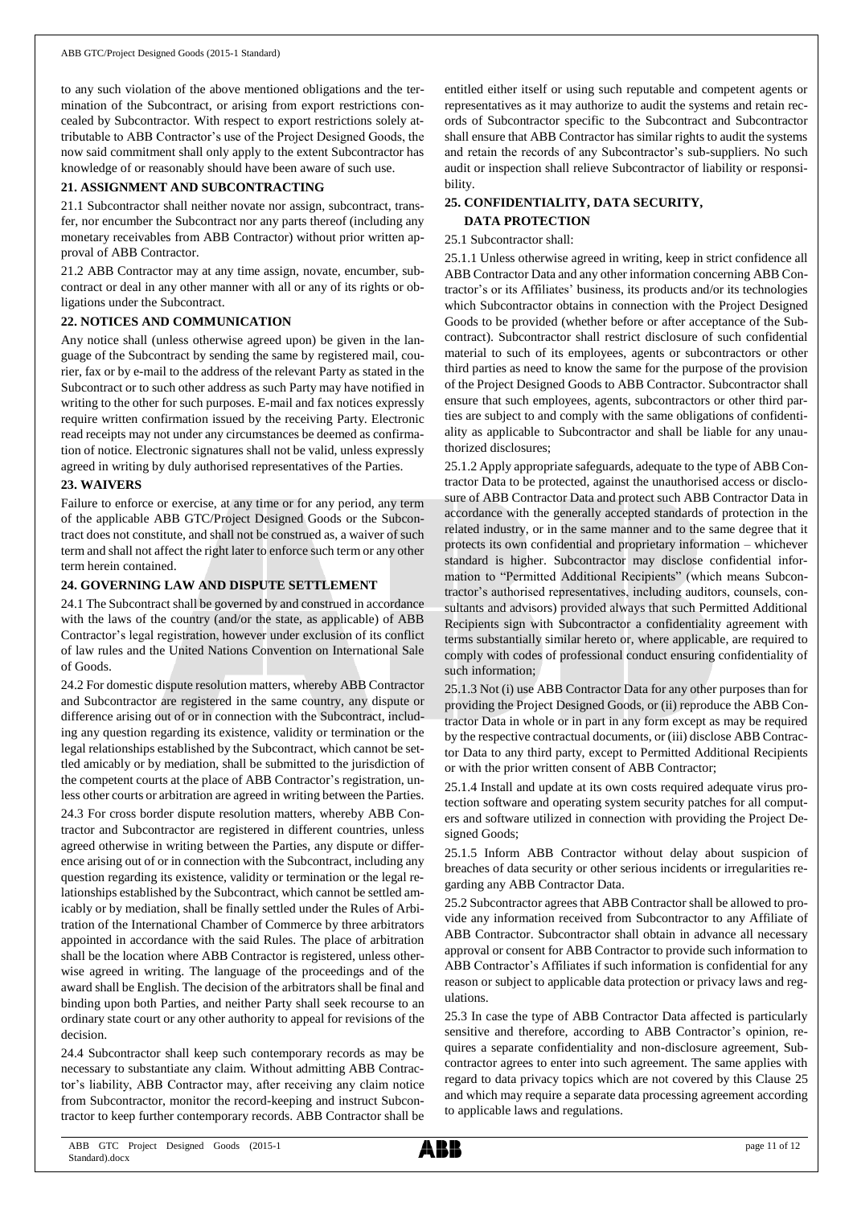to any such violation of the above mentioned obligations and the termination of the Subcontract, or arising from export restrictions concealed by Subcontractor. With respect to export restrictions solely attributable to ABB Contractor's use of the Project Designed Goods, the now said commitment shall only apply to the extent Subcontractor has knowledge of or reasonably should have been aware of such use.

## 21. ASSIGNMENT AND SUBCONTRACTING

21.1 Subcontractor shall neither novate nor assign, subcontract, transfer, nor encumber the Subcontract nor any parts thereof (including any monetary receivables from ABB Contractor) without prior written approval of ABB Contractor.

21.2 ABB Contractor may at any time assign, novate, encumber, subcontract or deal in any other manner with all or any of its rights or obligations under the Subcontract.

## 22. NOTICES AND COMMUNICATION

Any notice shall (unless otherwise agreed upon) be given in the language of the Subcontract by sending the same by registered mail, courier, fax or by e-mail to the address of the relevant Party as stated in the Subcontract or to such other address as such Party may have notified in writing to the other for such purposes. E-mail and fax notices expressly require written confirmation issued by the receiving Party. Electronic read receipts may not under any circumstances be deemed as confirmation of notice. Electronic signatures shall not be valid, unless expressly agreed in writing by duly authorised representatives of the Parties.

## 23. WAIVERS

Failure to enforce or exercise, at any time or for any period, any term of the applicable ABB GTC/Project Designed Goods or the Subcontract does not constitute, and shall not be construed as, a waiver of such term and shall not affect the right later to enforce such term or any other term herein contained.

## 24. GOVERNING LAW AND DISPUTE SETTLEMENT

24.1 The Subcontract shall be governed by and construed in accordance with the laws of the country (and/or the state, as applicable) of ABB Contractor's legal registration, however under exclusion of its conflict of law rules and the United Nations Convention on International Sale of Goods.

24.2 For domestic dispute resolution matters, whereby ABB Contractor and Subcontractor are registered in the same country, any dispute or difference arising out of or in connection with the Subcontract, including any question regarding its existence, validity or termination or the legal relationships established by the Subcontract, which cannot be settled amicably or by mediation, shall be submitted to the jurisdiction of the competent courts at the place of ABB Contractor's registration, unless other courts or arbitration are agreed in writing between the Parties.

24.3 For cross border dispute resolution matters, whereby ABB Contractor and Subcontractor are registered in different countries, unless agreed otherwise in writing between the Parties, any dispute or difference arising out of or in connection with the Subcontract, including any question regarding its existence, validity or termination or the legal relationships established by the Subcontract, which cannot be settled amicably or by mediation, shall be finally settled under the Rules of Arbitration of the International Chamber of Commerce by three arbitrators appointed in accordance with the said Rules. The place of arbitration shall be the location where ABB Contractor is registered, unless otherwise agreed in writing. The language of the proceedings and of the award shall be English. The decision of the arbitrators shall be final and binding upon both Parties, and neither Party shall seek recourse to an ordinary state court or any other authority to appeal for revisions of the decision.

24.4 Subcontractor shall keep such contemporary records as may be necessary to substantiate any claim. Without admitting ABB Contractor's liability, ABB Contractor may, after receiving any claim notice from Subcontractor, monitor the record-keeping and instruct Subcontractor to keep further contemporary records. ABB Contractor shall be entitled either itself or using such reputable and competent agents or representatives as it may authorize to audit the systems and retain records of Subcontractor specific to the Subcontract and Subcontractor shall ensure that ABB Contractor has similar rights to audit the systems and retain the records of any Subcontractor's sub-suppliers. No such audit or inspection shall relieve Subcontractor of liability or responsibility.

## 25. CONFIDENTIALITY, DATA SECURITY, DATA PROTECTION

25.1 Subcontractor shall:

25.1.1 Unless otherwise agreed in writing, keep in strict confidence all ABB Contractor Data and any other information concerning ABB Contractor's or its Affiliates' business, its products and/or its technologies which Subcontractor obtains in connection with the Project Designed Goods to be provided (whether before or after acceptance of the Subcontract). Subcontractor shall restrict disclosure of such confidential material to such of its employees, agents or subcontractors or other third parties as need to know the same for the purpose of the provision of the Project Designed Goods to ABB Contractor. Subcontractor shall ensure that such employees, agents, subcontractors or other third parties are subject to and comply with the same obligations of confidentiality as applicable to Subcontractor and shall be liable for any unauthorized disclosures;

25.1.2 Apply appropriate safeguards, adequate to the type of ABB Contractor Data to be protected, against the unauthorised access or disclosure of ABB Contractor Data and protect such ABB Contractor Data in accordance with the generally accepted standards of protection in the related industry, or in the same manner and to the same degree that it protects its own confidential and proprietary information – whichever standard is higher. Subcontractor may disclose confidential information to "Permitted Additional Recipients" (which means Subcontractor's authorised representatives, including auditors, counsels, consultants and advisors) provided always that such Permitted Additional Recipients sign with Subcontractor a confidentiality agreement with terms substantially similar hereto or, where applicable, are required to comply with codes of professional conduct ensuring confidentiality of such information;

25.1.3 Not (i) use ABB Contractor Data for any other purposes than for providing the Project Designed Goods, or (ii) reproduce the ABB Contractor Data in whole or in part in any form except as may be required by the respective contractual documents, or (iii) disclose ABB Contractor Data to any third party, except to Permitted Additional Recipients or with the prior written consent of ABB Contractor;

25.1.4 Install and update at its own costs required adequate virus protection software and operating system security patches for all computers and software utilized in connection with providing the Project Designed Goods;

25.1.5 Inform ABB Contractor without delay about suspicion of breaches of data security or other serious incidents or irregularities regarding any ABB Contractor Data.

25.2 Subcontractor agrees that ABB Contractor shall be allowed to provide any information received from Subcontractor to any Affiliate of ABB Contractor. Subcontractor shall obtain in advance all necessary approval or consent for ABB Contractor to provide such information to ABB Contractor's Affiliates if such information is confidential for any reason or subject to applicable data protection or privacy laws and regulations.

25.3 In case the type of ABB Contractor Data affected is particularly sensitive and therefore, according to ABB Contractor's opinion, requires a separate confidentiality and non-disclosure agreement, Subcontractor agrees to enter into such agreement. The same applies with regard to data privacy topics which are not covered by this Clause 25 and which may require a separate data processing agreement according to applicable laws and regulations.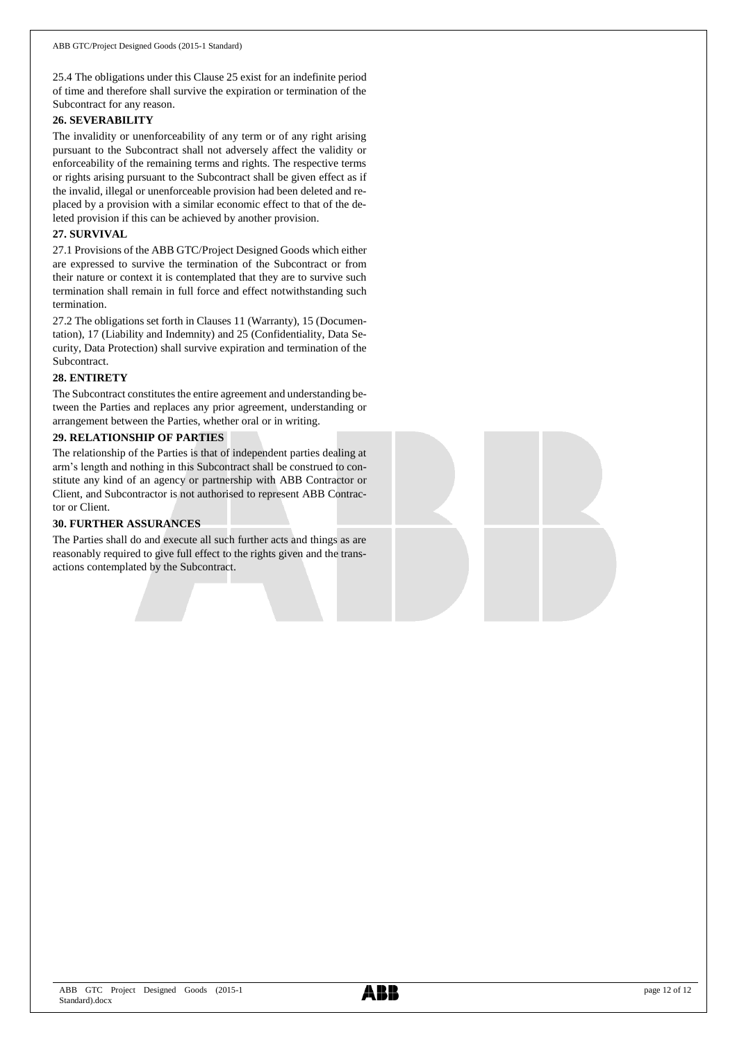25.4 The obligations under this Clause 25 exist for an indefinite period of time and therefore shall survive the expiration or termination of the Subcontract for any reason.

**26. SEVERABILITY**

The invalidity or unenforceability of any term or of any right arising pursuant to the Subcontract shall not adversely affect the validity or enforceability of the remaining terms and rights. The respective terms or rights arising pursuant to the Subcontract shall be given effect as if the invalid, illegal or unenforceable provision had been deleted and replaced by a provision with a similar economic effect to that of the deleted provision if this can be achieved by another provision.

**27. SURVIVAL**

27.1 Provisions of the ABB GTC/Project Designed Goods which either are expressed to survive the termination of the Subcontract or from their nature or context it is contemplated that they are to survive such termination shall remain in full force and effect notwithstanding such termination.

27.2 The obligations set forth in Clauses 11 (Warranty), 15 (Documentation), 17 (Liability and Indemnity) and 25 (Confidentiality, Data Security, Data Protection) shall survive expiration and termination of the Subcontract.

**28. ENTIRETY**

The Subcontract constitutes the entire agreement and understanding between the Parties and replaces any prior agreement, understanding or arrangement between the Parties, whether oral or in writing.

**29. RELATIONSHIP OF PARTIES**

The relationship of the Parties is that of independent parties dealing at arm's length and nothing in this Subcontract shall be construed to constitute any kind of an agency or partnership with ABB Contractor or Client, and Subcontractor is not authorised to represent ABB Contractor or Client.

**30. FURTHER ASSURANCES**

The Parties shall do and execute all such further acts and things as are reasonably required to give full effect to the rights given and the transactions contemplated by the Subcontract.